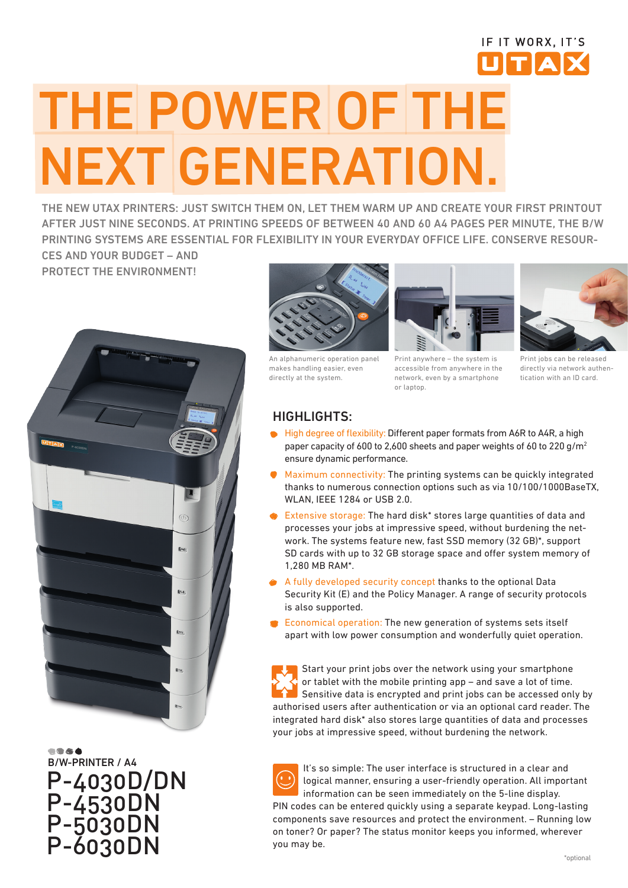IF IT WORX, IT'S UTAX

# THE POWER OF THE NEXT GENERATION.

THE NEW UTAX PRINTERS: JUST SWITCH THEM ON, LET THEM WARM UP AND CREATE YOUR FIRST PRINTOUT AFTER JUST NINE SECONDS. AT PRINTING SPEEDS OF BETWEEN 40 AND 60 A4 PAGES PER MINUTE, THE B/W PRINTING SYSTEMS ARE ESSENTIAL FOR FLEXIBILITY IN YOUR EVERYDAY OFFICE LIFE. CONSERVE RESOURCES AND YOUR BUDGET – AND PROTECT THE ENVIRONMENT!

An alphanumeric operation panel makes handling easier, even directly at the system.

Print anywhere – the system is accessible from anywhere in the network, even by a smartphone or laptop.

Print jobs can be released directly via network authentication with an ID card.

## HIGHLIGHTS:

- High degree of flexibility: Different paper formats from A6R to A4R, a high paper capacity of 600 to 2,600 sheets and paper weights of 60 to 220 g/m$^2$ ensure dynamic performance.
- Maximum connectivity: The printing systems can be quickly integrated thanks to numerous connection options such as via 10/100/1000BaseTX, WLAN, IEEE 1284 or USB 2.0.
- Extensive storage: The hard disk* stores large quantities of data and processes your jobs at impressive speed, without burdening the network. The systems feature new, fast SSD memory (32 GB)*, support SD cards with up to 32 GB storage space and offer system memory of 1,280 MB RAM*.
- A fully developed security concept thanks to the optional Data Security Kit (E) and the Policy Manager. A range of security protocols is also supported.
- Economical operation: The new generation of systems sets itself apart with low power consumption and wonderfully quiet operation.

Start your print jobs over the network using your smartphone or tablet with the mobile printing app – and save a lot of time. Sensitive data is encrypted and print jobs can be accessed only by authorised users after authentication or via an optional card reader. The integrated hard disk* also stores large quantities of data and processes your jobs at impressive speed, without burdening the network.

It's so simple: The user interface is structured in a clear and logical manner, ensuring a user-friendly operation. All important information can be seen immediately on the 5-line display. PIN codes can be entered quickly using a separate keypad. Long-lasting components save resources and protect the environment. – Running low on toner? Or paper? The status monitor keeps you informed, wherever you may be.

B/W-PRINTER / A4

# P-4030D/DN
# P-4530DN
# P-5030DN
# P-6030DN

*optional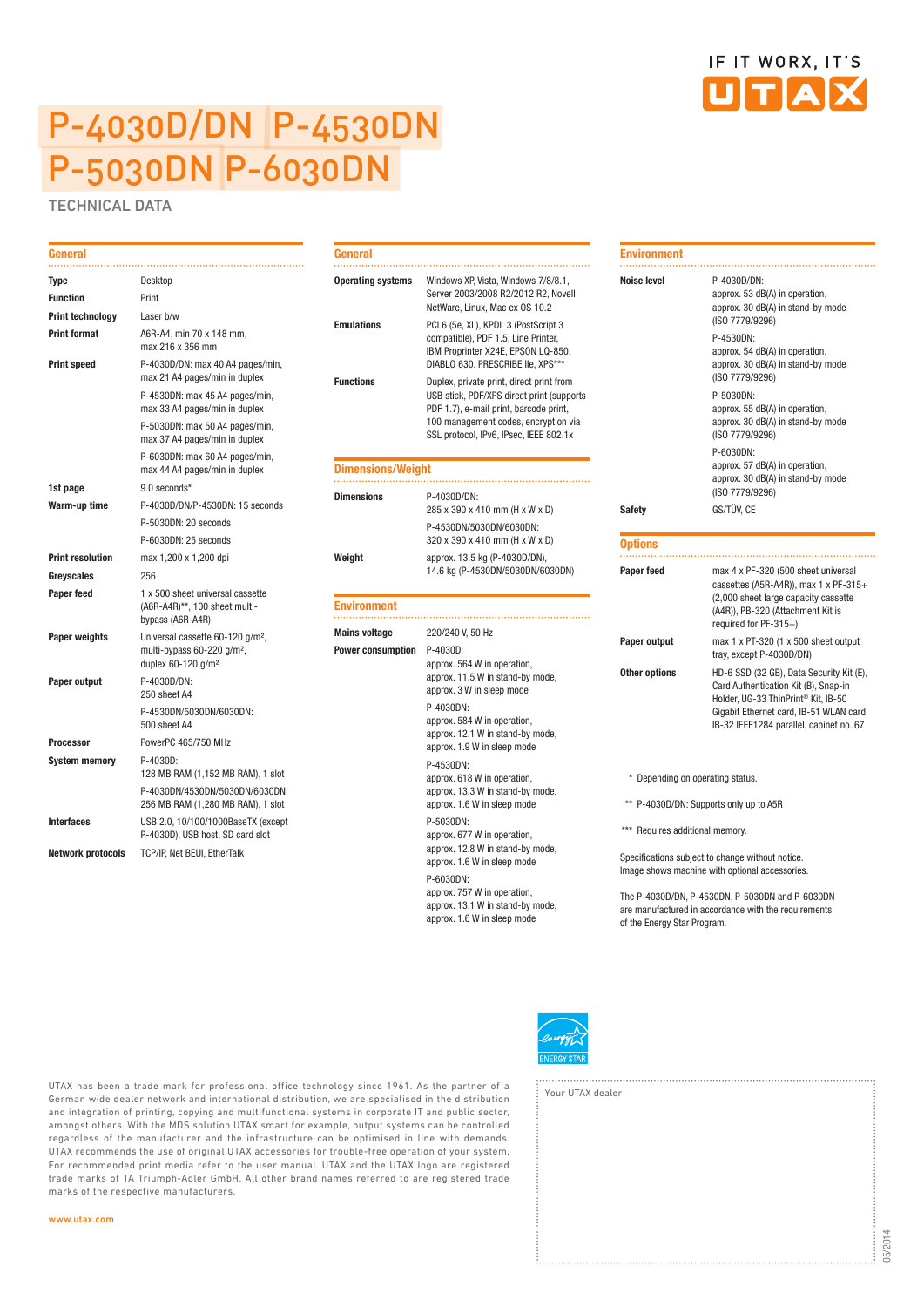IF IT WORX, IT'S UTAX

# P-4030D/DN P-4530DN P-5030DN P-6030DN

TECHNICAL DATA

## General

| | |
|---|---|
| **Type** | Desktop |
| **Function** | Print |
| **Print technology** | Laser b/w |
| **Print format** | A6R-A4, min 70 x 148 mm, max 216 x 356 mm |
| **Print speed** | P-4030D/DN: max 40 A4 pages/min, max 21 A4 pages/min in duplex<br>P-4530DN: max 45 A4 pages/min, max 33 A4 pages/min in duplex<br>P-5030DN: max 50 A4 pages/min, max 37 A4 pages/min in duplex<br>P-6030DN: max 60 A4 pages/min, max 44 A4 pages/min in duplex |
| **1st page** | 9.0 seconds* |
| **Warm-up time** | P-4030D/DN/P-4530DN: 15 seconds<br>P-5030DN: 20 seconds<br>P-6030DN: 25 seconds |
| **Print resolution** | max 1,200 x 1,200 dpi |
| **Greyscales** | 256 |
| **Paper feed** | 1 x 500 sheet universal cassette (A6R-A4R)**, 100 sheet multi-bypass (A6R-A4R) |
| **Paper weights** | Universal cassette 60-120 g/m², multi-bypass 60-220 g/m², duplex 60-120 g/m² |
| **Paper output** | P-4030D/DN: 250 sheet A4<br>P-4530DN/5030DN/6030DN: 500 sheet A4 |
| **Processor** | PowerPC 465/750 MHz |
| **System memory** | P-4030D: 128 MB RAM (1,152 MB RAM), 1 slot<br>P-4030DN/4530DN/5030DN/6030DN: 256 MB RAM (1,280 MB RAM), 1 slot |
| **Interfaces** | USB 2.0, 10/100/1000BaseTX (except P-4030D), USB host, SD card slot |
| **Network protocols** | TCP/IP, Net BEUI, EtherTalk |

## General

| | |
|---|---|
| **Operating systems** | Windows XP, Vista, Windows 7/8/8.1, Server 2003/2008 R2/2012 R2, Novell NetWare, Linux, Mac ex OS 10.2 |
| **Emulations** | PCL6 (5e, XL), KPDL 3 (PostScript 3 compatible), PDF 1.5, Line Printer, IBM Proprinter X24E, EPSON LQ-850, DIABLO 630, PRESCRIBE IIe, XPS*** |
| **Functions** | Duplex, private print, direct print from USB stick, PDF/XPS direct print (supports PDF 1.7), e-mail print, barcode print, 100 management codes, encryption via SSL protocol, IPv6, IPsec, IEEE 802.1x |

## Dimensions/Weight

| | |
|---|---|
| **Dimensions** | P-4030D/DN: 285 x 390 x 410 mm (H x W x D)<br>P-4530DN/5030DN/6030DN: 320 x 390 x 410 mm (H x W x D) |
| **Weight** | approx. 13.5 kg (P-4030D/DN), 14.6 kg (P-4530DN/5030DN/6030DN) |

## Environment

| | |
|---|---|
| **Mains voltage** | 220/240 V, 50 Hz |
| **Power consumption** | P-4030D: approx. 564 W in operation, approx. 11.5 W in stand-by mode, approx. 3 W in sleep mode<br>P-4030DN: approx. 584 W in operation, approx. 12.1 W in stand-by mode, approx. 1.9 W in sleep mode<br>P-4530DN: approx. 618 W in operation, approx. 13.3 W in stand-by mode, approx. 1.6 W in sleep mode<br>P-5030DN: approx. 677 W in operation, approx. 12.8 W in stand-by mode, approx. 1.6 W in sleep mode<br>P-6030DN: approx. 757 W in operation, approx. 13.1 W in stand-by mode, approx. 1.6 W in sleep mode |

## Environment

| | |
|---|---|
| **Noise level** | P-4030D/DN: approx. 53 dB(A) in operation, approx. 30 dB(A) in stand-by mode (ISO 7779/9296)<br>P-4530DN: approx. 54 dB(A) in operation, approx. 30 dB(A) in stand-by mode (ISO 7779/9296)<br>P-5030DN: approx. 55 dB(A) in operation, approx. 30 dB(A) in stand-by mode (ISO 7779/9296)<br>P-6030DN: approx. 57 dB(A) in operation, approx. 30 dB(A) in stand-by mode (ISO 7779/9296) |
| **Safety** | GS/TÜV, CE |

## Options

| | |
|---|---|
| **Paper feed** | max 4 x PF-320 (500 sheet universal cassettes (A5R-A4R)), max 1 x PF-315+ (2,000 sheet large capacity cassette (A4R)), PB-320 (Attachment Kit is required for PF-315+) |
| **Paper output** | max 1 x PT-320 (1 x 500 sheet output tray, except P-4030D/DN) |
| **Other options** | HD-6 SSD (32 GB), Data Security Kit (E), Card Authentication Kit (B), Snap-in Holder, UG-33 ThinPrint® Kit, IB-50 Gigabit Ethernet card, IB-51 WLAN card, IB-32 IEEE1284 parallel, cabinet no. 67 |

\* Depending on operating status.

** P-4030D/DN: Supports only up to A5R

*** Requires additional memory.

Specifications subject to change without notice.
Image shows machine with optional accessories.

The P-4030D/DN, P-4530DN, P-5030DN and P-6030DN are manufactured in accordance with the requirements of the Energy Star Program.

UTAX has been a trade mark for professional office technology since 1961. As the partner of a German wide dealer network and international distribution, we are specialised in the distribution and integration of printing, copying and multifunctional systems in corporate IT and public sector, amongst others. With the MDS solution UTAX smart for example, output systems can be controlled regardless of the manufacturer and the infrastructure can be optimised in line with demands. UTAX recommends the use of original UTAX accessories for trouble-free operation of your system. For recommended print media refer to the user manual. UTAX and the UTAX logo are registered trade marks of TA Triumph-Adler GmbH. All other brand names referred to are registered trade marks of the respective manufacturers.

www.utax.com

Your UTAX dealer

05/2014